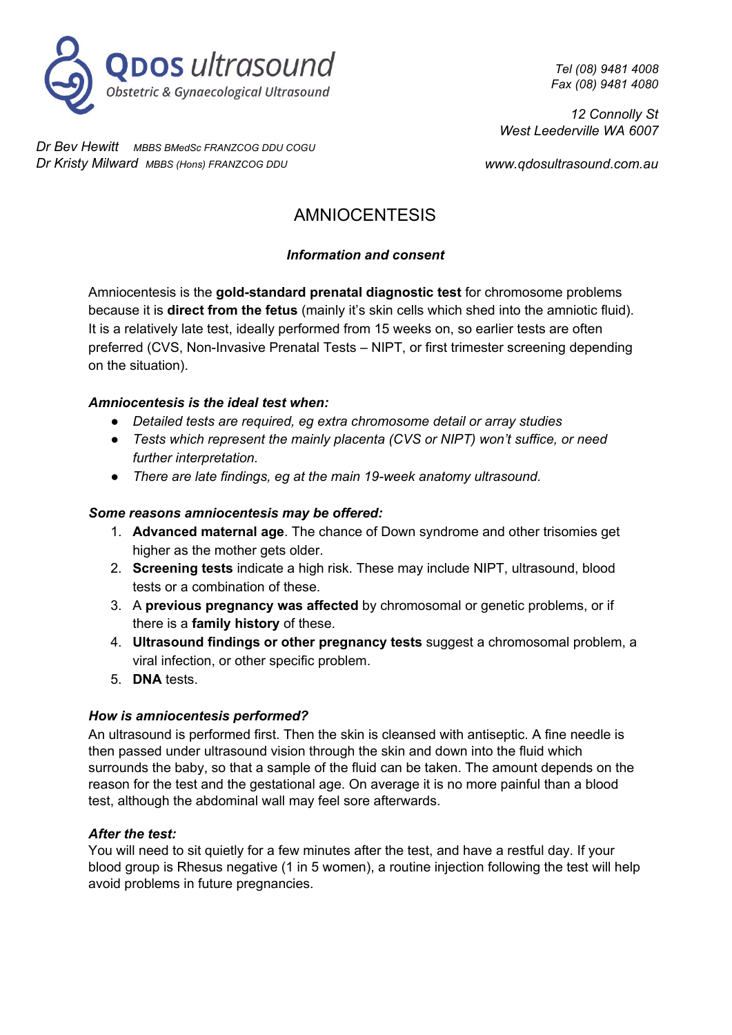**QDOS ultrasound**
*Obstetric & Gynaecological Ultrasound*

*Tel (08) 9481 4008*
*Fax (08) 9481 4080*

*12 Connolly St*
*West Leederville WA 6007*

*Dr Bev Hewitt* *MBBS BMedSc FRANZCOG DDU COGU*
*Dr Kristy Milward* *MBBS (Hons) FRANZCOG DDU*

*www.qdosultrasound.com.au*

# AMNIOCENTESIS

***Information and consent***

Amniocentesis is the **gold-standard prenatal diagnostic test** for chromosome problems because it is **direct from the fetus** (mainly it's skin cells which shed into the amniotic fluid). It is a relatively late test, ideally performed from 15 weeks on, so earlier tests are often preferred (CVS, Non-Invasive Prenatal Tests – NIPT, or first trimester screening depending on the situation).

### *Amniocentesis is the ideal test when:*

- *Detailed tests are required, eg extra chromosome detail or array studies*
- *Tests which represent the mainly placenta (CVS or NIPT) won't suffice, or need further interpretation.*
- *There are late findings, eg at the main 19-week anatomy ultrasound.*

### *Some reasons amniocentesis may be offered:*

1. **Advanced maternal age**. The chance of Down syndrome and other trisomies get higher as the mother gets older.
2. **Screening tests** indicate a high risk. These may include NIPT, ultrasound, blood tests or a combination of these.
3. A **previous pregnancy was affected** by chromosomal or genetic problems, or if there is a **family history** of these.
4. **Ultrasound findings or other pregnancy tests** suggest a chromosomal problem, a viral infection, or other specific problem.
5. **DNA** tests.

### *How is amniocentesis performed?*

An ultrasound is performed first. Then the skin is cleansed with antiseptic. A fine needle is then passed under ultrasound vision through the skin and down into the fluid which surrounds the baby, so that a sample of the fluid can be taken. The amount depends on the reason for the test and the gestational age. On average it is no more painful than a blood test, although the abdominal wall may feel sore afterwards.

### *After the test:*

You will need to sit quietly for a few minutes after the test, and have a restful day. If your blood group is Rhesus negative (1 in 5 women), a routine injection following the test will help avoid problems in future pregnancies.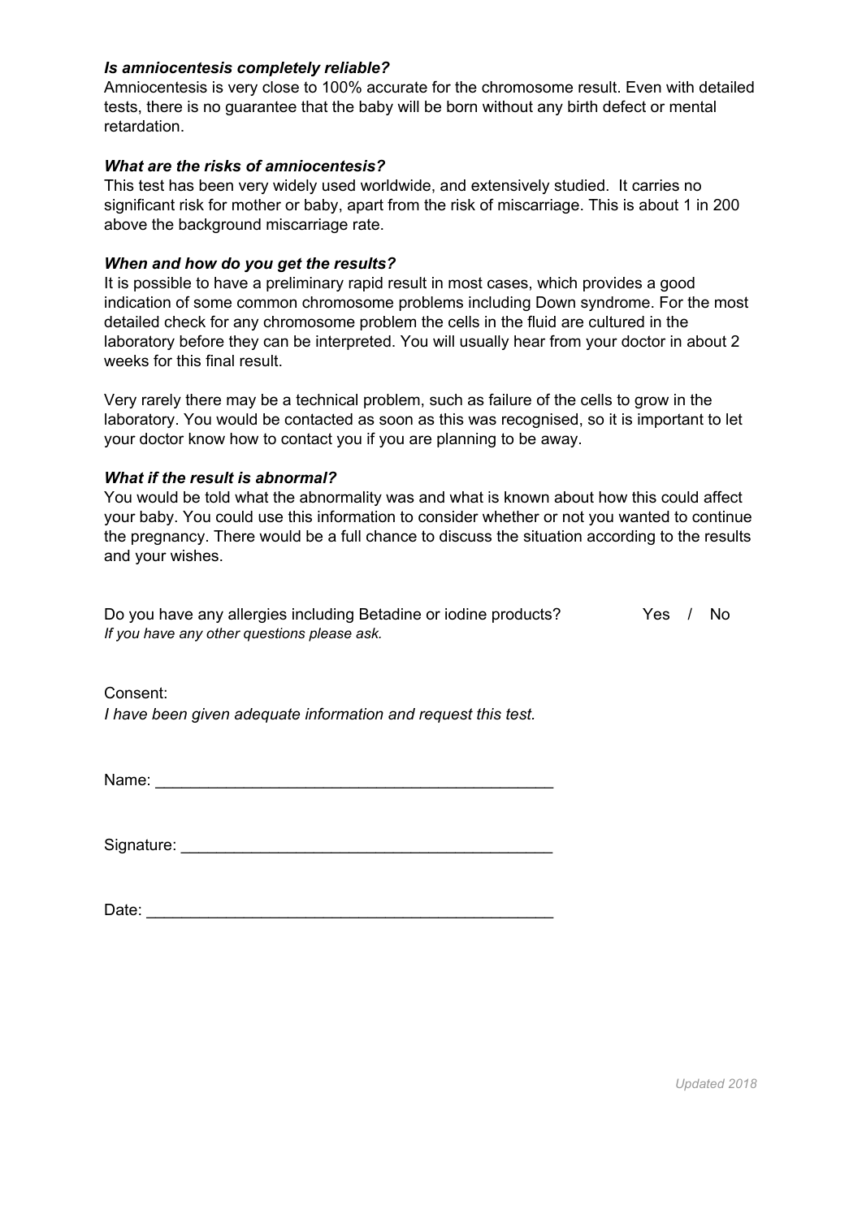***Is amniocentesis completely reliable?***

Amniocentesis is very close to 100% accurate for the chromosome result. Even with detailed tests, there is no guarantee that the baby will be born without any birth defect or mental retardation.

***What are the risks of amniocentesis?***

This test has been very widely used worldwide, and extensively studied. It carries no significant risk for mother or baby, apart from the risk of miscarriage. This is about 1 in 200 above the background miscarriage rate.

***When and how do you get the results?***

It is possible to have a preliminary rapid result in most cases, which provides a good indication of some common chromosome problems including Down syndrome. For the most detailed check for any chromosome problem the cells in the fluid are cultured in the laboratory before they can be interpreted. You will usually hear from your doctor in about 2 weeks for this final result.

Very rarely there may be a technical problem, such as failure of the cells to grow in the laboratory. You would be contacted as soon as this was recognised, so it is important to let your doctor know how to contact you if you are planning to be away.

***What if the result is abnormal?***

You would be told what the abnormality was and what is known about how this could affect your baby. You could use this information to consider whether or not you wanted to continue the pregnancy. There would be a full chance to discuss the situation according to the results and your wishes.

Do you have any allergies including Betadine or iodine products? Yes / No

*If you have any other questions please ask.*

Consent:

*I have been given adequate information and request this test.*

Name: ____________________________________________

Signature: ________________________________________

Date: _____________________________________________

*Updated 2018*